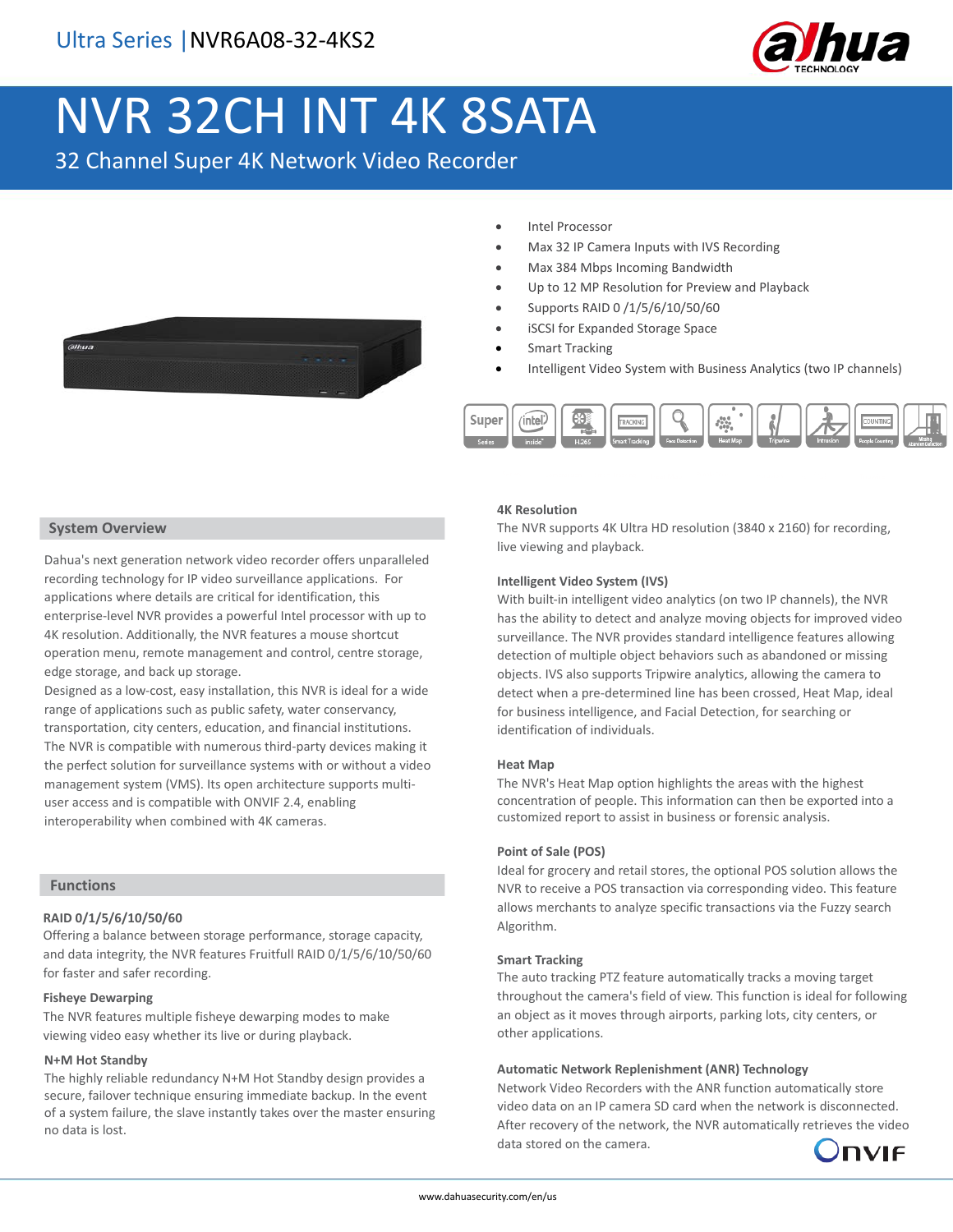Ultra Series | NVR6A08-32-4KS2

# NVR 32CH INT 4K 8SATA

32 Channel Super 4K Network Video Recorder

- Intel Processor
- Max 32 IP Camera Inputs with IVS Recording
- Max 384 Mbps Incoming Bandwidth
- Up to 12 MP Resolution for Preview and Playback
- Supports RAID 0 /1/5/6/10/50/60
- iSCSI for Expanded Storage Space
- Smart Tracking
- Intelligent Video System with Business Analytics (two IP channels)

## System Overview

Dahua's next generation network video recorder offers unparalleled recording technology for IP video surveillance applications. For applications where details are critical for identification, this enterprise-level NVR provides a powerful Intel processor with up to 4K resolution. Additionally, the NVR features a mouse shortcut operation menu, remote management and control, centre storage, edge storage, and back up storage.

Designed as a low-cost, easy installation, this NVR is ideal for a wide range of applications such as public safety, water conservancy, transportation, city centers, education, and financial institutions. The NVR is compatible with numerous third-party devices making it the perfect solution for surveillance systems with or without a video management system (VMS). Its open architecture supports multi-user access and is compatible with ONVIF 2.4, enabling interoperability when combined with 4K cameras.

## Functions

### RAID 0/1/5/6/10/50/60

Offering a balance between storage performance, storage capacity, and data integrity, the NVR features Fruitfull RAID 0/1/5/6/10/50/60 for faster and safer recording.

### Fisheye Dewarping

The NVR features multiple fisheye dewarping modes to make viewing video easy whether its live or during playback.

### N+M Hot Standby

The highly reliable redundancy N+M Hot Standby design provides a secure, failover technique ensuring immediate backup. In the event of a system failure, the slave instantly takes over the master ensuring no data is lost.

### 4K Resolution

The NVR supports 4K Ultra HD resolution (3840 x 2160) for recording, live viewing and playback.

### Intelligent Video System (IVS)

With built-in intelligent video analytics (on two IP channels), the NVR has the ability to detect and analyze moving objects for improved video surveillance. The NVR provides standard intelligence features allowing detection of multiple object behaviors such as abandoned or missing objects. IVS also supports Tripwire analytics, allowing the camera to detect when a pre-determined line has been crossed, Heat Map, ideal for business intelligence, and Facial Detection, for searching or identification of individuals.

### Heat Map

The NVR's Heat Map option highlights the areas with the highest concentration of people. This information can then be exported into a customized report to assist in business or forensic analysis.

### Point of Sale (POS)

Ideal for grocery and retail stores, the optional POS solution allows the NVR to receive a POS transaction via corresponding video. This feature allows merchants to analyze specific transactions via the Fuzzy search Algorithm.

### Smart Tracking

The auto tracking PTZ feature automatically tracks a moving target throughout the camera's field of view. This function is ideal for following an object as it moves through airports, parking lots, city centers, or other applications.

### Automatic Network Replenishment (ANR) Technology

Network Video Recorders with the ANR function automatically store video data on an IP camera SD card when the network is disconnected. After recovery of the network, the NVR automatically retrieves the video data stored on the camera.

www.dahuasecurity.com/en/us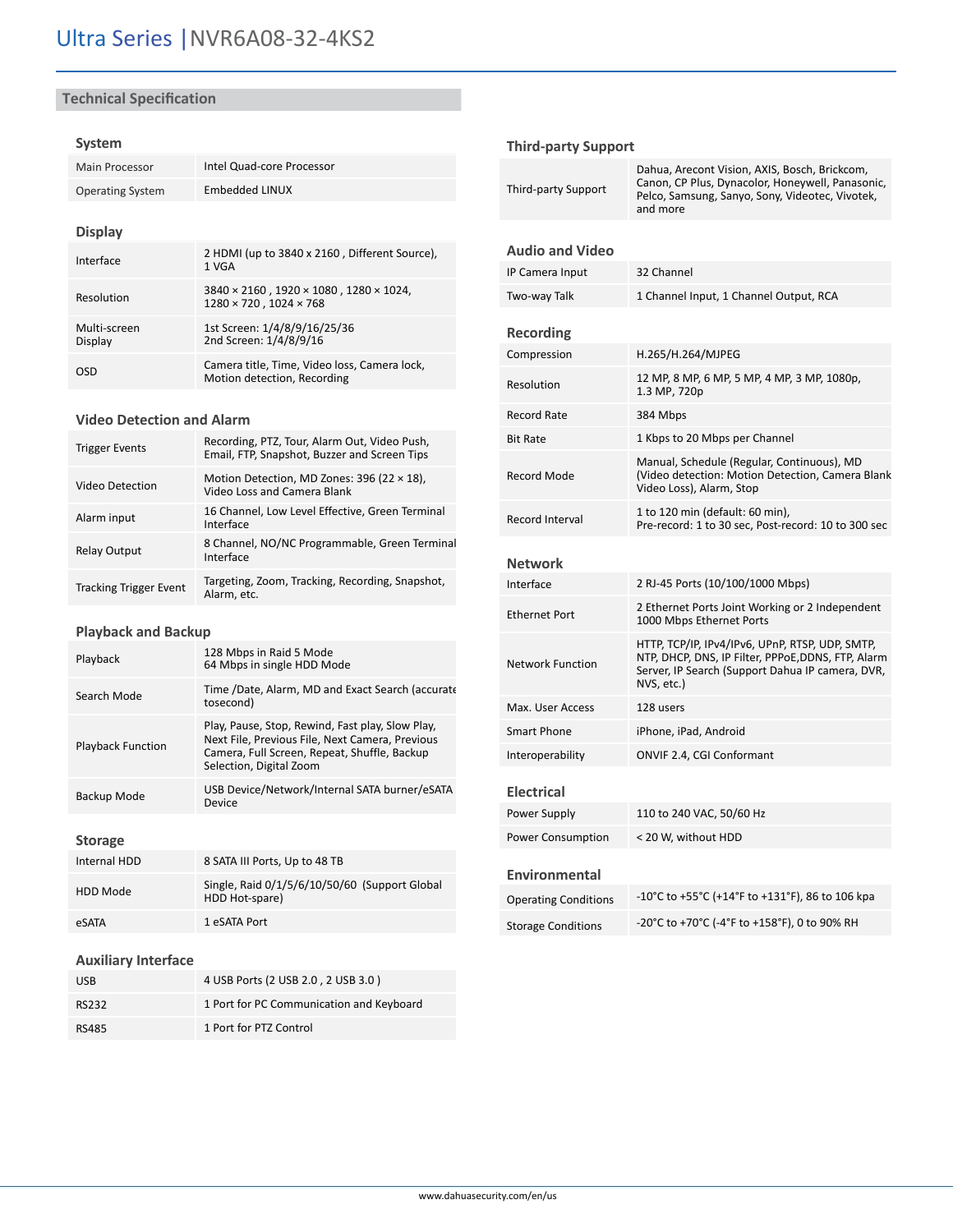# Ultra Series | NVR6A08-32-4KS2

## Technical Specification

### System

| | |
|---|---|
| Main Processor | Intel Quad-core Processor |
| Operating System | Embedded LINUX |

### Display

| | |
|---|---|
| Interface | 2 HDMI (up to 3840 x 2160 , Different Source), 1 VGA |
| Resolution | 3840 × 2160 , 1920 × 1080 , 1280 × 1024, 1280 × 720 , 1024 × 768 |
| Multi-screen Display | 1st Screen: 1/4/8/9/16/25/36<br>2nd Screen: 1/4/8/9/16 |
| OSD | Camera title, Time, Video loss, Camera lock, Motion detection, Recording |

### Video Detection and Alarm

| | |
|---|---|
| Trigger Events | Recording, PTZ, Tour, Alarm Out, Video Push, Email, FTP, Snapshot, Buzzer and Screen Tips |
| Video Detection | Motion Detection, MD Zones: 396 (22 × 18), Video Loss and Camera Blank |
| Alarm input | 16 Channel, Low Level Effective, Green Terminal Interface |
| Relay Output | 8 Channel, NO/NC Programmable, Green Terminal Interface |
| Tracking Trigger Event | Targeting, Zoom, Tracking, Recording, Snapshot, Alarm, etc. |

### Playback and Backup

| | |
|---|---|
| Playback | 128 Mbps in Raid 5 Mode<br>64 Mbps in single HDD Mode |
| Search Mode | Time /Date, Alarm, MD and Exact Search (accurate tosecond) |
| Playback Function | Play, Pause, Stop, Rewind, Fast play, Slow Play, Next File, Previous File, Next Camera, Previous Camera, Full Screen, Repeat, Shuffle, Backup Selection, Digital Zoom |
| Backup Mode | USB Device/Network/Internal SATA burner/eSATA Device |

### Storage

| | |
|---|---|
| Internal HDD | 8 SATA III Ports, Up to 48 TB |
| HDD Mode | Single, Raid 0/1/5/6/10/50/60 (Support Global HDD Hot-spare) |
| eSATA | 1 eSATA Port |

### Auxiliary Interface

| | |
|---|---|
| USB | 4 USB Ports (2 USB 2.0 , 2 USB 3.0 ) |
| RS232 | 1 Port for PC Communication and Keyboard |
| RS485 | 1 Port for PTZ Control |

### Third-party Support

| | |
|---|---|
| Third-party Support | Dahua, Arecont Vision, AXIS, Bosch, Brickcom, Canon, CP Plus, Dynacolor, Honeywell, Panasonic, Pelco, Samsung, Sanyo, Sony, Videotec, Vivotek, and more |

### Audio and Video

| | |
|---|---|
| IP Camera Input | 32 Channel |
| Two-way Talk | 1 Channel Input, 1 Channel Output, RCA |

### Recording

| | |
|---|---|
| Compression | H.265/H.264/MJPEG |
| Resolution | 12 MP, 8 MP, 6 MP, 5 MP, 4 MP, 3 MP, 1080p, 1.3 MP, 720p |
| Record Rate | 384 Mbps |
| Bit Rate | 1 Kbps to 20 Mbps per Channel |
| Record Mode | Manual, Schedule (Regular, Continuous), MD (Video detection: Motion Detection, Camera Blank Video Loss), Alarm, Stop |
| Record Interval | 1 to 120 min (default: 60 min),<br>Pre-record: 1 to 30 sec, Post-record: 10 to 300 sec |

### Network

| | |
|---|---|
| Interface | 2 RJ-45 Ports (10/100/1000 Mbps) |
| Ethernet Port | 2 Ethernet Ports Joint Working or 2 Independent 1000 Mbps Ethernet Ports |
| Network Function | HTTP, TCP/IP, IPv4/IPv6, UPnP, RTSP, UDP, SMTP, NTP, DHCP, DNS, IP Filter, PPPoE,DDNS, FTP, Alarm Server, IP Search (Support Dahua IP camera, DVR, NVS, etc.) |
| Max. User Access | 128 users |
| Smart Phone | iPhone, iPad, Android |
| Interoperability | ONVIF 2.4, CGI Conformant |

### Electrical

| | |
|---|---|
| Power Supply | 110 to 240 VAC, 50/60 Hz |
| Power Consumption | < 20 W, without HDD |

### Environmental

| | |
|---|---|
| Operating Conditions | -10°C to +55°C (+14°F to +131°F), 86 to 106 kpa |
| Storage Conditions | -20°C to +70°C (-4°F to +158°F), 0 to 90% RH |

www.dahuasecurity.com/en/us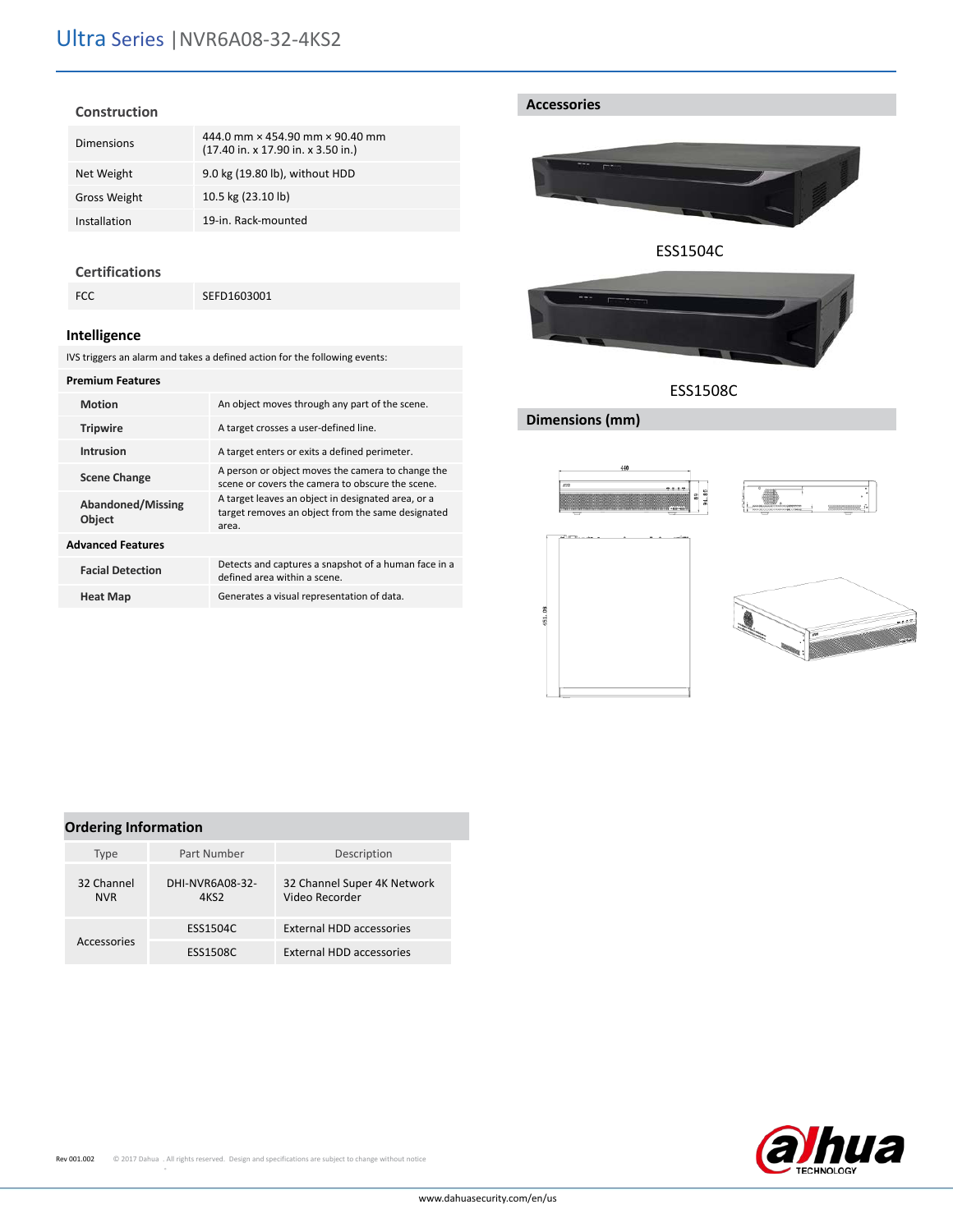## Construction

| | |
|---|---|
| Dimensions | 444.0 mm × 454.90 mm × 90.40 mm (17.40 in. x 17.90 in. x 3.50 in.) |
| Net Weight | 9.0 kg (19.80 lb), without HDD |
| Gross Weight | 10.5 kg (23.10 lb) |
| Installation | 19-in. Rack-mounted |

## Certifications

| | |
|---|---|
| FCC | SEFD1603001 |

## Intelligence

IVS triggers an alarm and takes a defined action for the following events:

| | |
|---|---|
| **Premium Features** | |
| **Motion** | An object moves through any part of the scene. |
| **Tripwire** | A target crosses a user-defined line. |
| **Intrusion** | A target enters or exits a defined perimeter. |
| **Scene Change** | A person or object moves the camera to change the scene or covers the camera to obscure the scene. |
| **Abandoned/Missing Object** | A target leaves an object in designated area, or a target removes an object from the same designated area. |
| **Advanced Features** | |
| **Facial Detection** | Detects and captures a snapshot of a human face in a defined area within a scene. |
| **Heat Map** | Generates a visual representation of data. |

## Accessories

ESS1504C

ESS1508C

## Dimensions (mm)

440

88

94.87

451.88

## Ordering Information

| Type | Part Number | Description |
|---|---|---|
| 32 Channel NVR | DHI-NVR6A08-32-4KS2 | 32 Channel Super 4K Network Video Recorder |
| Accessories | ESS1504C | External HDD accessories |
| | ESS1508C | External HDD accessories |

Rev 001.002 © 2017 Dahua . All rights reserved. Design and specifications are subject to change without notice

www.dahuasecurity.com/en/us